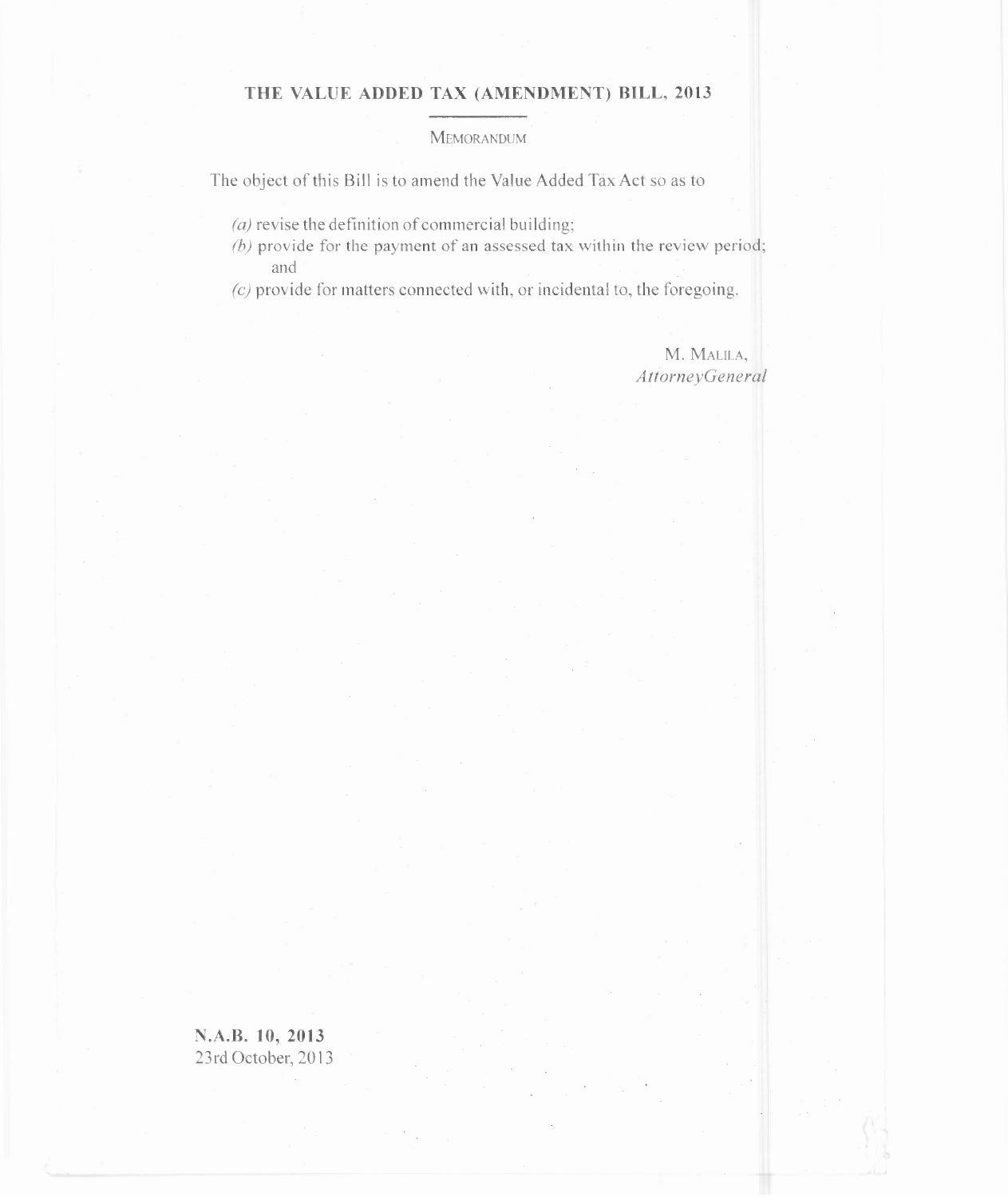# THE VALUE ADDED TAX (AMENDMENT) BILL, 2013

## MEMORANDUM

The object of this Bill is to amend the Value Added Tax Act so as to

*(a)* revise the definition of commercial building;

*(b)* provide for the payment of an assessed tax within the review period; and

*(c)* provide for matters connected with, or incidental to, the foregoing.

M. MALILA,
*AttorneyGeneral*

**N.A.B. 10, 2013**
23rd October, 2013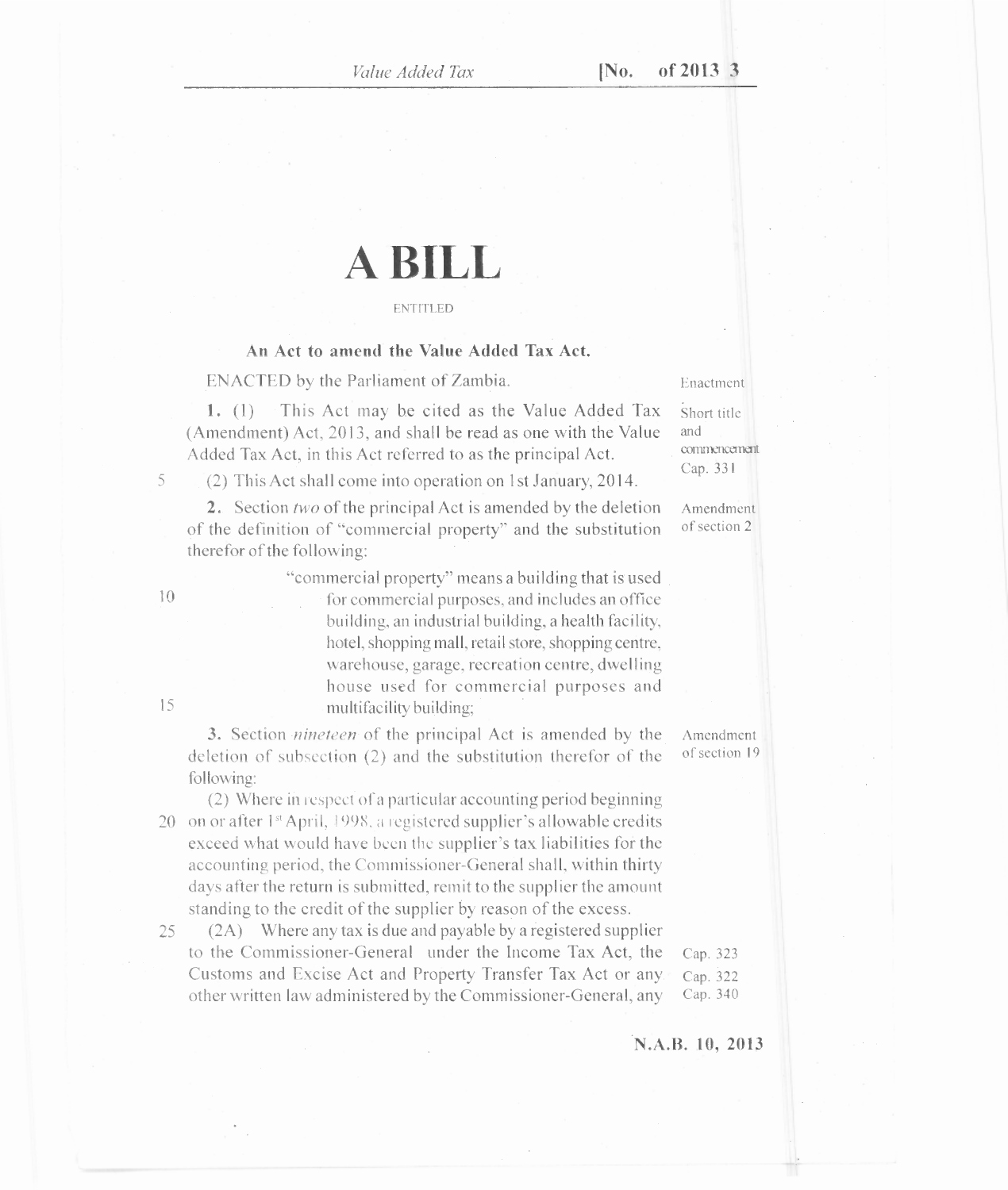# A BILL

ENTITLED

**An Act to amend the Value Added Tax Act.**

ENACTED by the Parliament of Zambia. — *Enactment*

*Short title and commencement* — *Cap. 331*

**1.** (1) This Act may be cited as the Value Added Tax (Amendment) Act, 2013, and shall be read as one with the Value Added Tax Act, in this Act referred to as the principal Act.

(2) This Act shall come into operation on 1st January, 2014.

*Amendment of section 2*

**2.** Section *two* of the principal Act is amended by the deletion of the definition of "commercial property" and the substitution therefor of the following:

> "commercial property" means a building that is used for commercial purposes, and includes an office building, an industrial building, a health facility, hotel, shopping mall, retail store, shopping centre, warehouse, garage, recreation centre, dwelling house used for commercial purposes and multifacility building;

*Amendment of section 19*

**3.** Section *nineteen* of the principal Act is amended by the deletion of subsection (2) and the substitution therefor of the following:

(2) Where in respect of a particular accounting period beginning on or after 1st April, 1998, a registered supplier's allowable credits exceed what would have been the supplier's tax liabilities for the accounting period, the Commissioner-General shall, within thirty days after the return is submitted, remit to the supplier the amount standing to the credit of the supplier by reason of the excess.

(2A) Where any tax is due and payable by a registered supplier to the Commissioner-General under the Income Tax Act, the Customs and Excise Act and Property Transfer Tax Act or any other written law administered by the Commissioner-General, any

*Cap. 323*
*Cap. 322*
*Cap. 340*

N.A.B. 10, 2013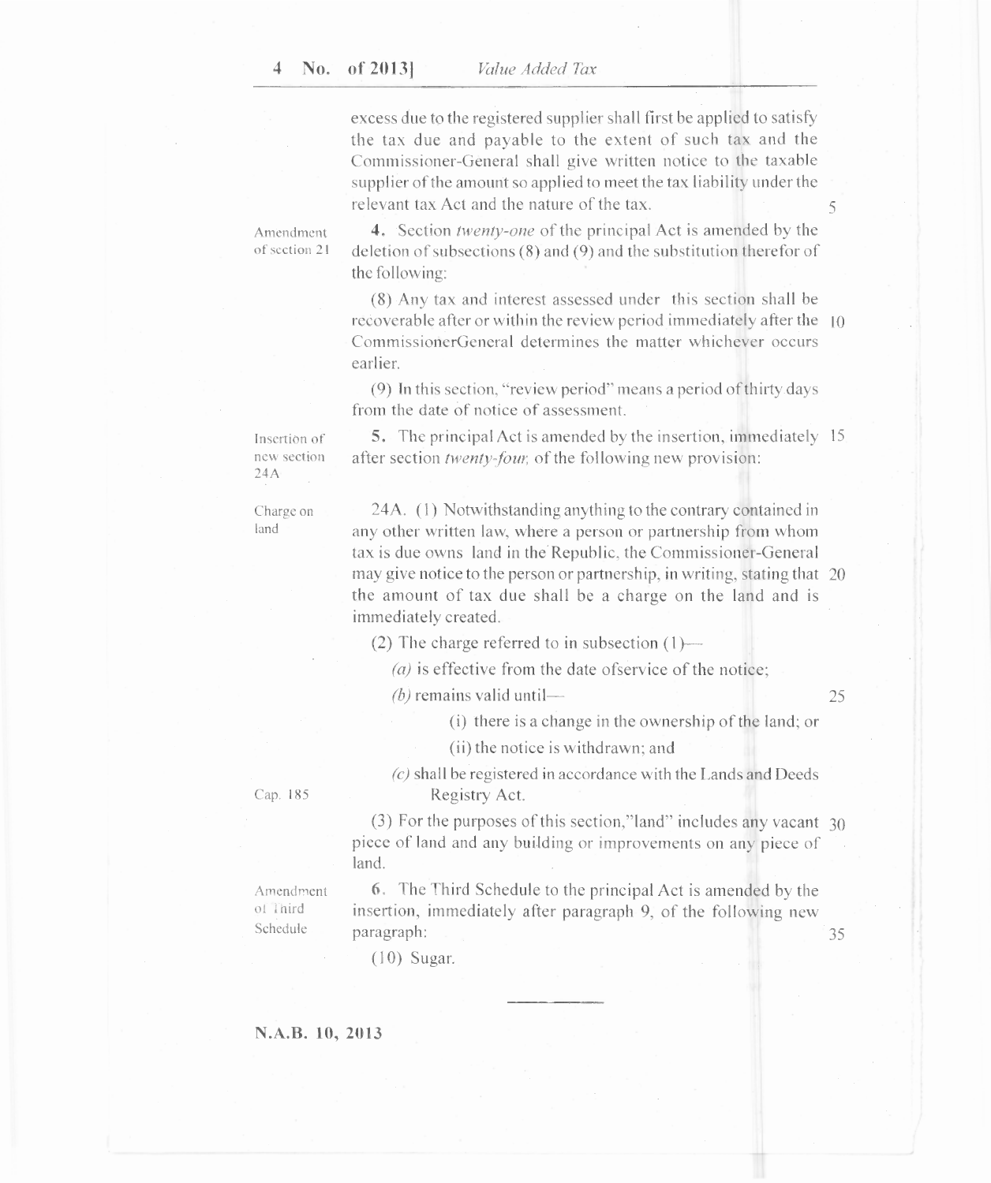excess due to the registered supplier shall first be applied to satisfy the tax due and payable to the extent of such tax and the Commissioner-General shall give written notice to the taxable supplier of the amount so applied to meet the tax liability under the relevant tax Act and the nature of the tax.

Amendment of section 21

**4.** Section *twenty-one* of the principal Act is amended by the deletion of subsections (8) and (9) and the substitution therefor of the following:

(8) Any tax and interest assessed under this section shall be recoverable after or within the review period immediately after the CommissionerGeneral determines the matter whichever occurs earlier.

(9) In this section, "review period" means a period of thirty days from the date of notice of assessment.

Insertion of new section 24A

**5.** The principal Act is amended by the insertion, immediately after section *twenty-four*, of the following new provision:

Charge on land

24A. (1) Notwithstanding anything to the contrary contained in any other written law, where a person or partnership from whom tax is due owns land in the Republic, the Commissioner-General may give notice to the person or partnership, in writing, stating that the amount of tax due shall be a charge on the land and is immediately created.

(2) The charge referred to in subsection (1)—

*(a)* is effective from the date ofservice of the notice;

*(b)* remains valid until—

(i) there is a change in the ownership of the land; or

(ii) the notice is withdrawn; and

*(c)* shall be registered in accordance with the Lands and Deeds Registry Act.

Cap. 185

(3) For the purposes of this section,"land" includes any vacant piece of land and any building or improvements on any piece of land.

Amendment of Third Schedule

**6.** The Third Schedule to the principal Act is amended by the insertion, immediately after paragraph 9, of the following new paragraph:

(10) Sugar.

---

**N.A.B. 10, 2013**